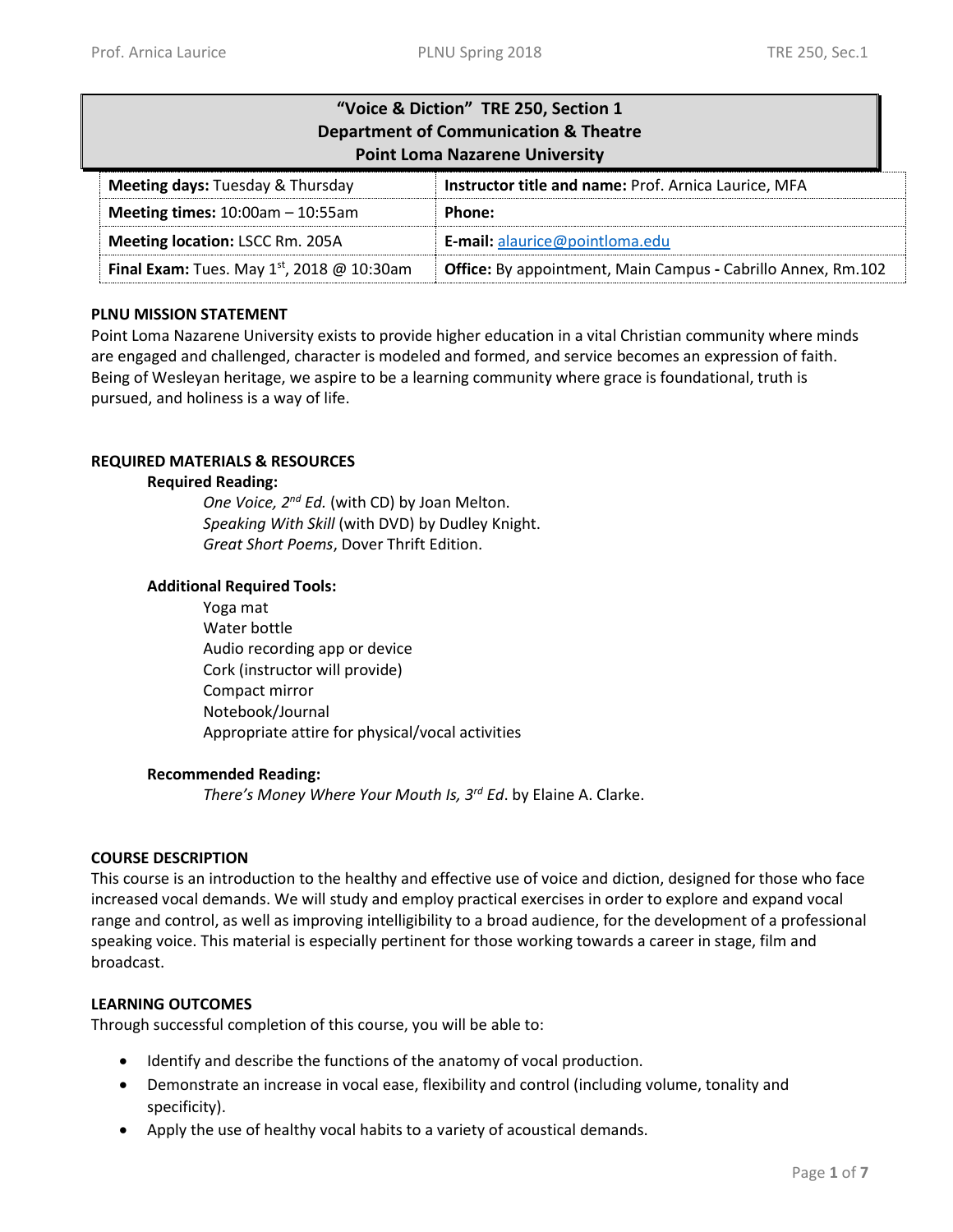# "Voice & Diction" TRE 250, Section 1
## Department of Communication & Theatre
## Point Loma Nazarene University

| | |
|---|---|
| **Meeting days:** Tuesday & Thursday | **Instructor title and name:** Prof. Arnica Laurice, MFA |
| **Meeting times:** 10:00am – 10:55am | **Phone:** |
| **Meeting location:** LSCC Rm. 205A | **E-mail:** alaurice@pointloma.edu |
| **Final Exam:** Tues. May 1st, 2018 @ 10:30am | **Office:** By appointment, Main Campus - Cabrillo Annex, Rm.102 |

### PLNU MISSION STATEMENT

Point Loma Nazarene University exists to provide higher education in a vital Christian community where minds are engaged and challenged, character is modeled and formed, and service becomes an expression of faith. Being of Wesleyan heritage, we aspire to be a learning community where grace is foundational, truth is pursued, and holiness is a way of life.

### REQUIRED MATERIALS & RESOURCES

**Required Reading:**

*One Voice, 2nd Ed.* (with CD) by Joan Melton.
*Speaking With Skill* (with DVD) by Dudley Knight.
*Great Short Poems*, Dover Thrift Edition.

**Additional Required Tools:**

Yoga mat
Water bottle
Audio recording app or device
Cork (instructor will provide)
Compact mirror
Notebook/Journal
Appropriate attire for physical/vocal activities

**Recommended Reading:**

*There's Money Where Your Mouth Is, 3rd Ed*. by Elaine A. Clarke.

### COURSE DESCRIPTION

This course is an introduction to the healthy and effective use of voice and diction, designed for those who face increased vocal demands. We will study and employ practical exercises in order to explore and expand vocal range and control, as well as improving intelligibility to a broad audience, for the development of a professional speaking voice. This material is especially pertinent for those working towards a career in stage, film and broadcast.

### LEARNING OUTCOMES

Through successful completion of this course, you will be able to:

- Identify and describe the functions of the anatomy of vocal production.
- Demonstrate an increase in vocal ease, flexibility and control (including volume, tonality and specificity).
- Apply the use of healthy vocal habits to a variety of acoustical demands.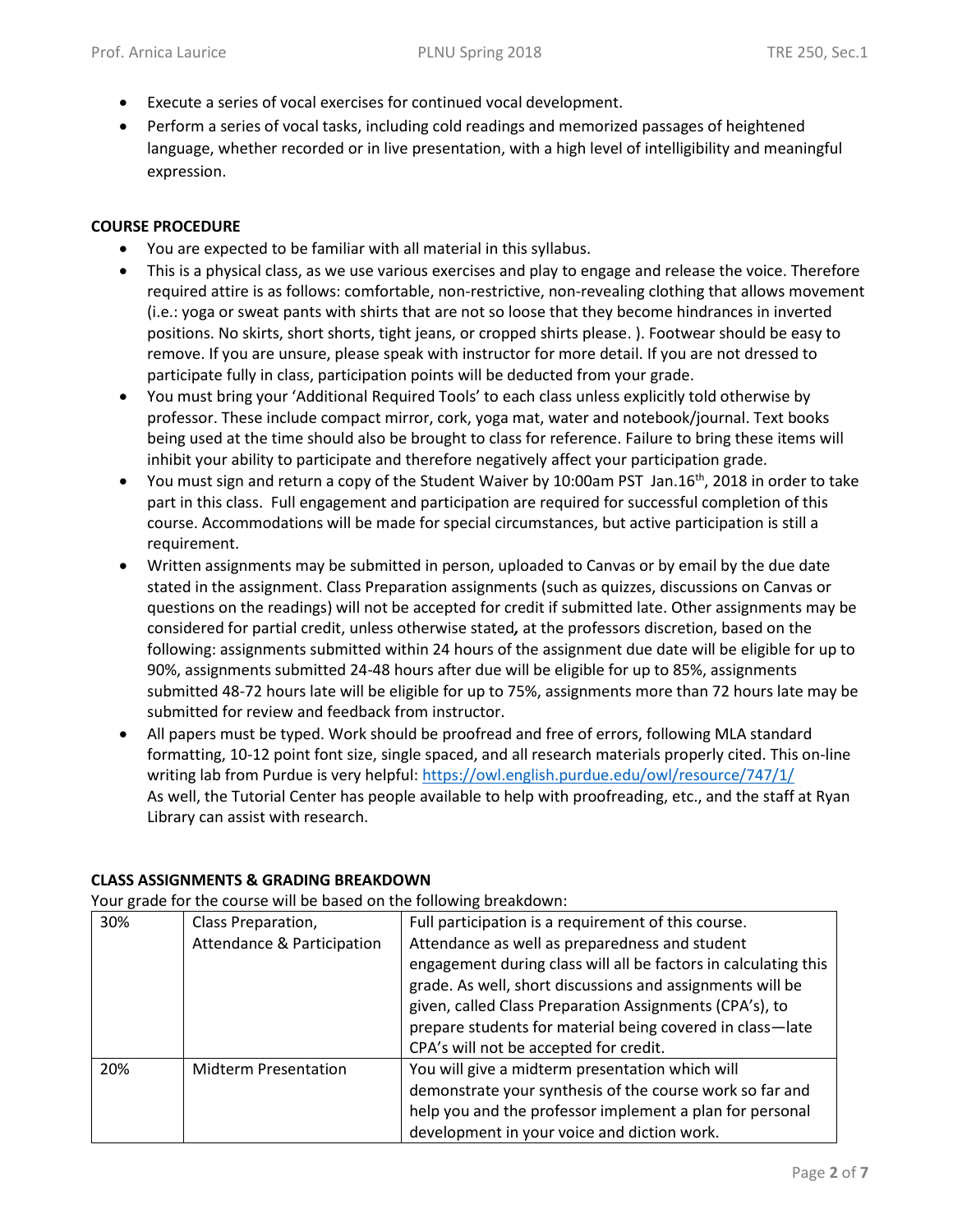- Execute a series of vocal exercises for continued vocal development.
- Perform a series of vocal tasks, including cold readings and memorized passages of heightened language, whether recorded or in live presentation, with a high level of intelligibility and meaningful expression.

**COURSE PROCEDURE**

- You are expected to be familiar with all material in this syllabus.
- This is a physical class, as we use various exercises and play to engage and release the voice. Therefore required attire is as follows: comfortable, non-restrictive, non-revealing clothing that allows movement (i.e.: yoga or sweat pants with shirts that are not so loose that they become hindrances in inverted positions. No skirts, short shorts, tight jeans, or cropped shirts please. ). Footwear should be easy to remove. If you are unsure, please speak with instructor for more detail. If you are not dressed to participate fully in class, participation points will be deducted from your grade.
- You must bring your 'Additional Required Tools' to each class unless explicitly told otherwise by professor. These include compact mirror, cork, yoga mat, water and notebook/journal. Text books being used at the time should also be brought to class for reference. Failure to bring these items will inhibit your ability to participate and therefore negatively affect your participation grade.
- You must sign and return a copy of the Student Waiver by 10:00am PST Jan.16th, 2018 in order to take part in this class. Full engagement and participation are required for successful completion of this course. Accommodations will be made for special circumstances, but active participation is still a requirement.
- Written assignments may be submitted in person, uploaded to Canvas or by email by the due date stated in the assignment. Class Preparation assignments (such as quizzes, discussions on Canvas or questions on the readings) will not be accepted for credit if submitted late. Other assignments may be considered for partial credit, unless otherwise stated***,*** at the professors discretion, based on the following: assignments submitted within 24 hours of the assignment due date will be eligible for up to 90%, assignments submitted 24-48 hours after due will be eligible for up to 85%, assignments submitted 48-72 hours late will be eligible for up to 75%, assignments more than 72 hours late may be submitted for review and feedback from instructor.
- All papers must be typed. Work should be proofread and free of errors, following MLA standard formatting, 10-12 point font size, single spaced, and all research materials properly cited. This on-line writing lab from Purdue is very helpful: https://owl.english.purdue.edu/owl/resource/747/1/
  As well, the Tutorial Center has people available to help with proofreading, etc., and the staff at Ryan Library can assist with research.

**CLASS ASSIGNMENTS & GRADING BREAKDOWN**

Your grade for the course will be based on the following breakdown:

| | | |
|---|---|---|
| 30% | Class Preparation, Attendance & Participation | Full participation is a requirement of this course. Attendance as well as preparedness and student engagement during class will all be factors in calculating this grade. As well, short discussions and assignments will be given, called Class Preparation Assignments (CPA's), to prepare students for material being covered in class—late CPA's will not be accepted for credit. |
| 20% | Midterm Presentation | You will give a midterm presentation which will demonstrate your synthesis of the course work so far and help you and the professor implement a plan for personal development in your voice and diction work. |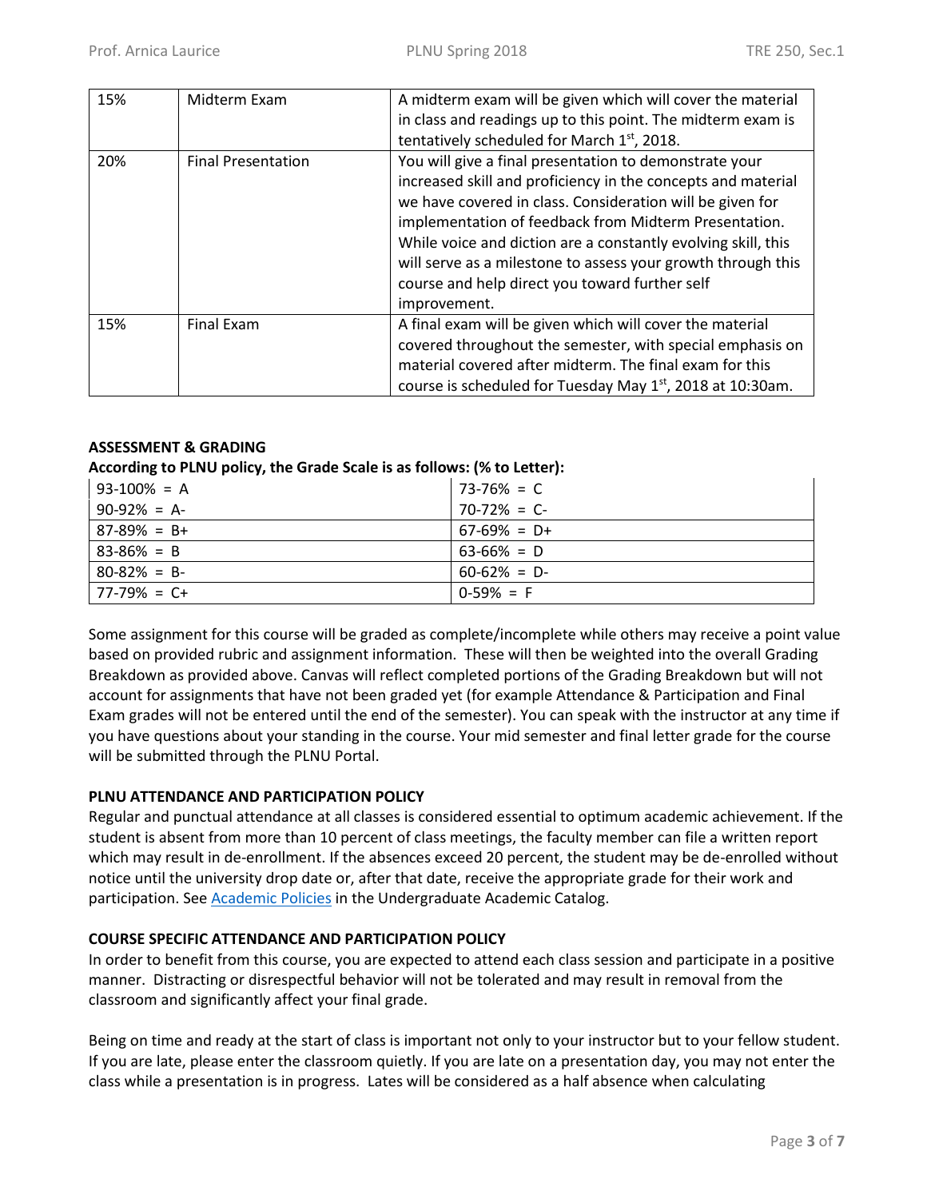| | | |
|---|---|---|
| 15% | Midterm Exam | A midterm exam will be given which will cover the material in class and readings up to this point. The midterm exam is tentatively scheduled for March 1st, 2018. |
| 20% | Final Presentation | You will give a final presentation to demonstrate your increased skill and proficiency in the concepts and material we have covered in class. Consideration will be given for implementation of feedback from Midterm Presentation. While voice and diction are a constantly evolving skill, this will serve as a milestone to assess your growth through this course and help direct you toward further self improvement. |
| 15% | Final Exam | A final exam will be given which will cover the material covered throughout the semester, with special emphasis on material covered after midterm. The final exam for this course is scheduled for Tuesday May 1st, 2018 at 10:30am. |

**ASSESSMENT & GRADING**

**According to PLNU policy, the Grade Scale is as follows: (% to Letter):**

| | |
|---|---|
| 93-100% = A | 73-76% = C |
| 90-92% = A- | 70-72% = C- |
| 87-89% = B+ | 67-69% = D+ |
| 83-86% = B | 63-66% = D |
| 80-82% = B- | 60-62% = D- |
| 77-79% = C+ | 0-59% = F |

Some assignment for this course will be graded as complete/incomplete while others may receive a point value based on provided rubric and assignment information. These will then be weighted into the overall Grading Breakdown as provided above. Canvas will reflect completed portions of the Grading Breakdown but will not account for assignments that have not been graded yet (for example Attendance & Participation and Final Exam grades will not be entered until the end of the semester). You can speak with the instructor at any time if you have questions about your standing in the course. Your mid semester and final letter grade for the course will be submitted through the PLNU Portal.

**PLNU ATTENDANCE AND PARTICIPATION POLICY**

Regular and punctual attendance at all classes is considered essential to optimum academic achievement. If the student is absent from more than 10 percent of class meetings, the faculty member can file a written report which may result in de-enrollment. If the absences exceed 20 percent, the student may be de-enrolled without notice until the university drop date or, after that date, receive the appropriate grade for their work and participation. See Academic Policies in the Undergraduate Academic Catalog.

**COURSE SPECIFIC ATTENDANCE AND PARTICIPATION POLICY**

In order to benefit from this course, you are expected to attend each class session and participate in a positive manner. Distracting or disrespectful behavior will not be tolerated and may result in removal from the classroom and significantly affect your final grade.

Being on time and ready at the start of class is important not only to your instructor but to your fellow student. If you are late, please enter the classroom quietly. If you are late on a presentation day, you may not enter the class while a presentation is in progress. Lates will be considered as a half absence when calculating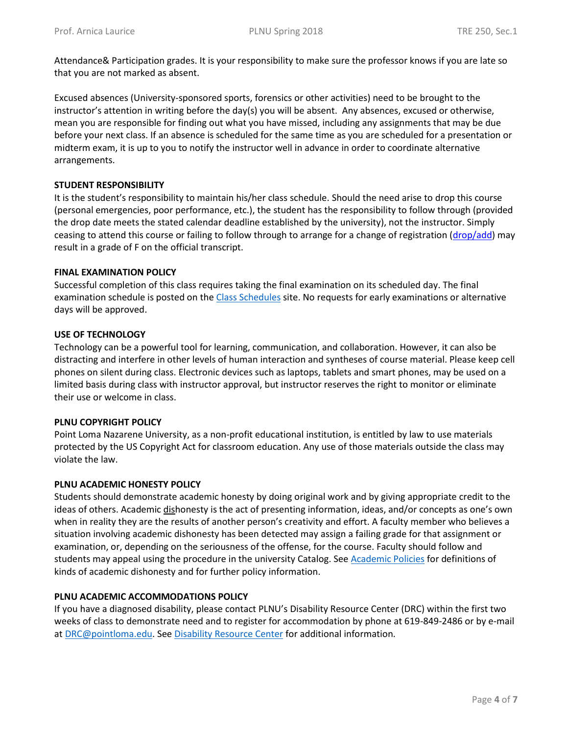Attendance& Participation grades. It is your responsibility to make sure the professor knows if you are late so that you are not marked as absent.

Excused absences (University-sponsored sports, forensics or other activities) need to be brought to the instructor's attention in writing before the day(s) you will be absent. Any absences, excused or otherwise, mean you are responsible for finding out what you have missed, including any assignments that may be due before your next class. If an absence is scheduled for the same time as you are scheduled for a presentation or midterm exam, it is up to you to notify the instructor well in advance in order to coordinate alternative arrangements.

**STUDENT RESPONSIBILITY**

It is the student's responsibility to maintain his/her class schedule. Should the need arise to drop this course (personal emergencies, poor performance, etc.), the student has the responsibility to follow through (provided the drop date meets the stated calendar deadline established by the university), not the instructor. Simply ceasing to attend this course or failing to follow through to arrange for a change of registration (drop/add) may result in a grade of F on the official transcript.

**FINAL EXAMINATION POLICY**

Successful completion of this class requires taking the final examination on its scheduled day. The final examination schedule is posted on the Class Schedules site. No requests for early examinations or alternative days will be approved.

**USE OF TECHNOLOGY**

Technology can be a powerful tool for learning, communication, and collaboration. However, it can also be distracting and interfere in other levels of human interaction and syntheses of course material. Please keep cell phones on silent during class. Electronic devices such as laptops, tablets and smart phones, may be used on a limited basis during class with instructor approval, but instructor reserves the right to monitor or eliminate their use or welcome in class.

**PLNU COPYRIGHT POLICY**

Point Loma Nazarene University, as a non-profit educational institution, is entitled by law to use materials protected by the US Copyright Act for classroom education. Any use of those materials outside the class may violate the law.

**PLNU ACADEMIC HONESTY POLICY**

Students should demonstrate academic honesty by doing original work and by giving appropriate credit to the ideas of others. Academic dishonesty is the act of presenting information, ideas, and/or concepts as one's own when in reality they are the results of another person's creativity and effort. A faculty member who believes a situation involving academic dishonesty has been detected may assign a failing grade for that assignment or examination, or, depending on the seriousness of the offense, for the course. Faculty should follow and students may appeal using the procedure in the university Catalog. See Academic Policies for definitions of kinds of academic dishonesty and for further policy information.

**PLNU ACADEMIC ACCOMMODATIONS POLICY**

If you have a diagnosed disability, please contact PLNU's Disability Resource Center (DRC) within the first two weeks of class to demonstrate need and to register for accommodation by phone at 619-849-2486 or by e-mail at DRC@pointloma.edu. See Disability Resource Center for additional information.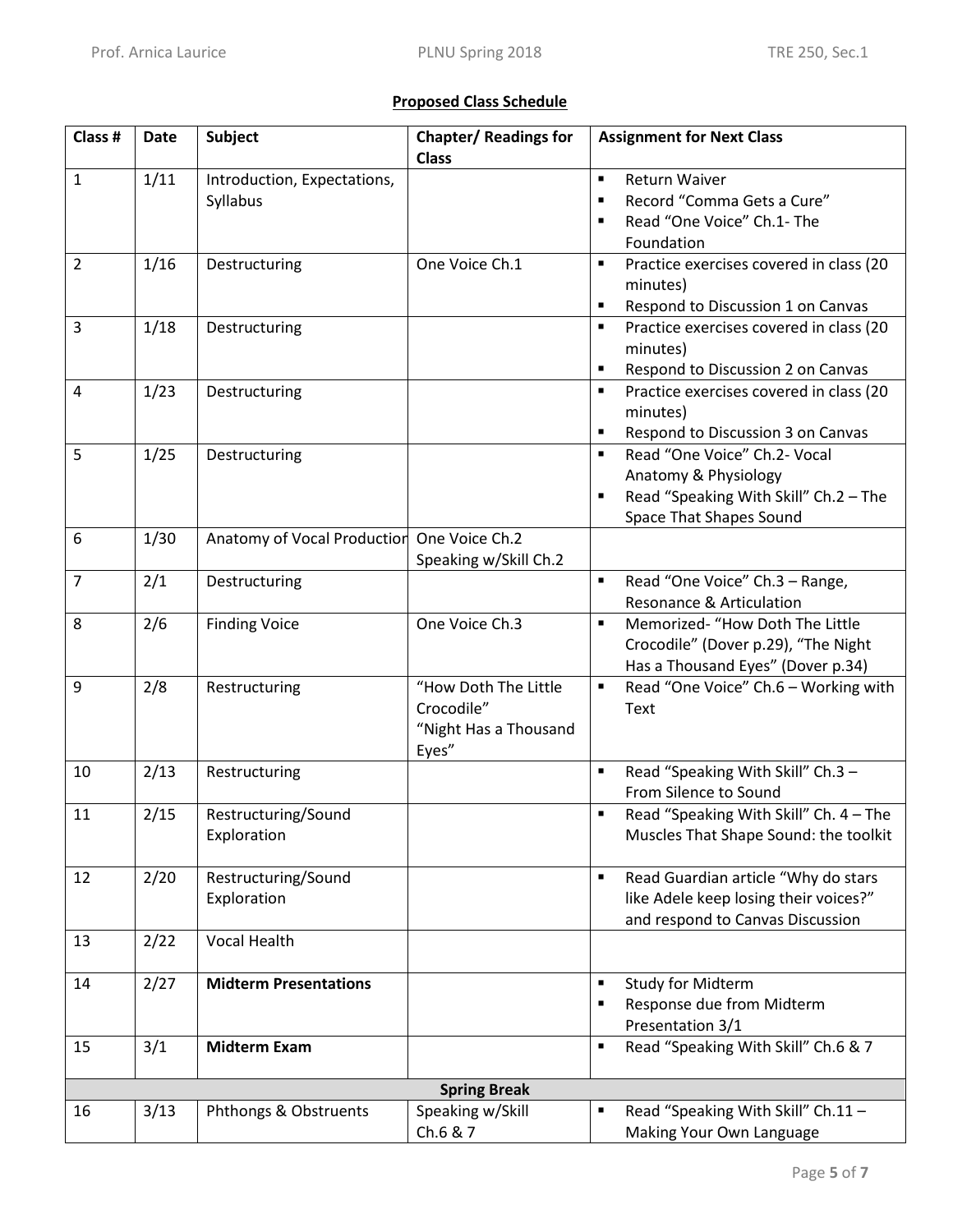**Proposed Class Schedule**

| Class # | Date | Subject | Chapter/ Readings for Class | Assignment for Next Class |
|---|---|---|---|---|
| 1 | 1/11 | Introduction, Expectations, Syllabus | | ▪ Return Waiver<br>▪ Record "Comma Gets a Cure"<br>▪ Read "One Voice" Ch.1- The Foundation |
| 2 | 1/16 | Destructuring | One Voice Ch.1 | ▪ Practice exercises covered in class (20 minutes)<br>▪ Respond to Discussion 1 on Canvas |
| 3 | 1/18 | Destructuring | | ▪ Practice exercises covered in class (20 minutes)<br>▪ Respond to Discussion 2 on Canvas |
| 4 | 1/23 | Destructuring | | ▪ Practice exercises covered in class (20 minutes)<br>▪ Respond to Discussion 3 on Canvas |
| 5 | 1/25 | Destructuring | | ▪ Read "One Voice" Ch.2- Vocal Anatomy & Physiology<br>▪ Read "Speaking With Skill" Ch.2 – The Space That Shapes Sound |
| 6 | 1/30 | Anatomy of Vocal Production | One Voice Ch.2<br>Speaking w/Skill Ch.2 | |
| 7 | 2/1 | Destructuring | | ▪ Read "One Voice" Ch.3 – Range, Resonance & Articulation |
| 8 | 2/6 | Finding Voice | One Voice Ch.3 | ▪ Memorized- "How Doth The Little Crocodile" (Dover p.29), "The Night Has a Thousand Eyes" (Dover p.34) |
| 9 | 2/8 | Restructuring | "How Doth The Little Crocodile"<br>"Night Has a Thousand Eyes" | ▪ Read "One Voice" Ch.6 – Working with Text |
| 10 | 2/13 | Restructuring | | ▪ Read "Speaking With Skill" Ch.3 – From Silence to Sound |
| 11 | 2/15 | Restructuring/Sound Exploration | | ▪ Read "Speaking With Skill" Ch. 4 – The Muscles That Shape Sound: the toolkit |
| 12 | 2/20 | Restructuring/Sound Exploration | | ▪ Read Guardian article "Why do stars like Adele keep losing their voices?" and respond to Canvas Discussion |
| 13 | 2/22 | Vocal Health | | |
| 14 | 2/27 | **Midterm Presentations** | | ▪ Study for Midterm<br>▪ Response due from Midterm Presentation 3/1 |
| 15 | 3/1 | **Midterm Exam** | | ▪ Read "Speaking With Skill" Ch.6 & 7 |
| | | **Spring Break** | | |
| 16 | 3/13 | Phthongs & Obstruents | Speaking w/Skill Ch.6 & 7 | ▪ Read "Speaking With Skill" Ch.11 – Making Your Own Language |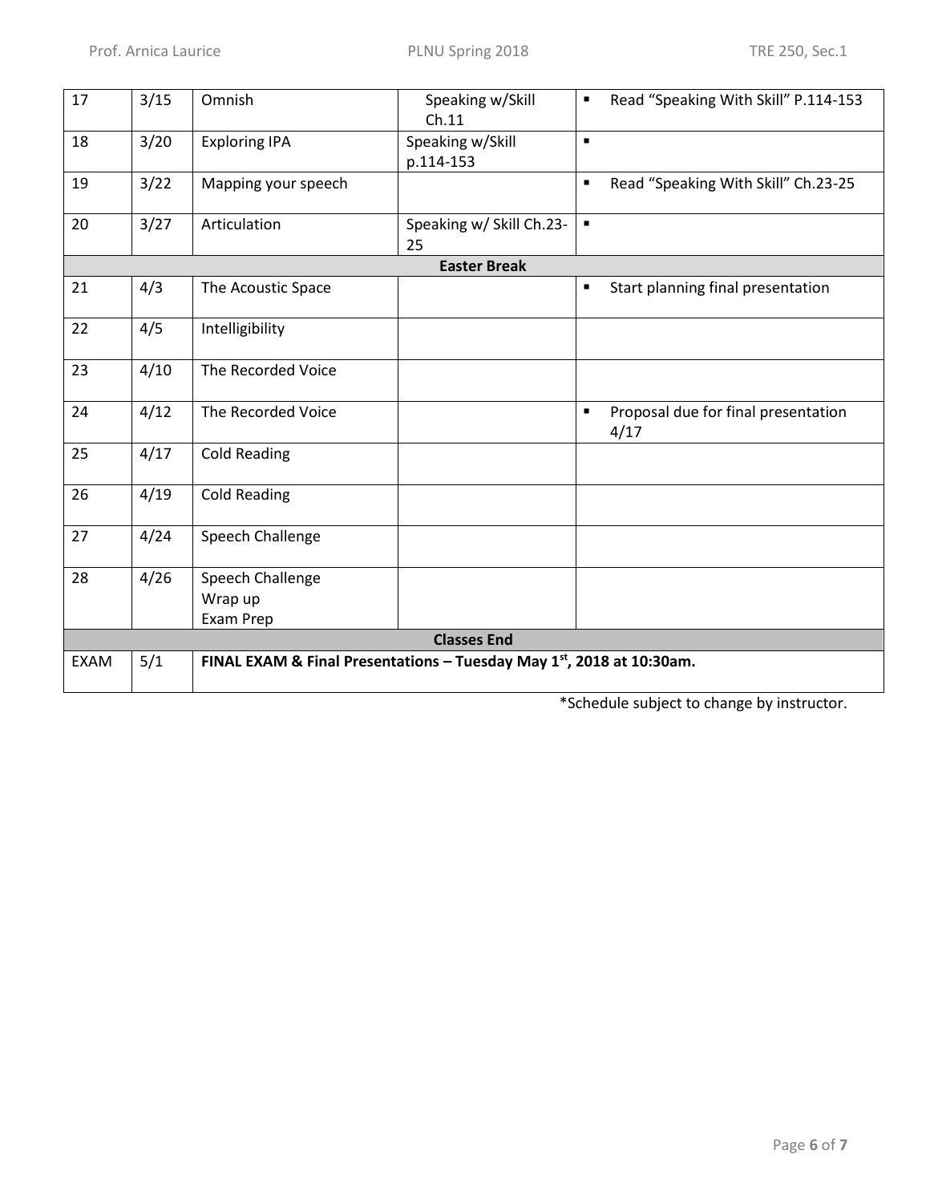| 17 | 3/15 | Omnish | Speaking w/Skill Ch.11 | ▪ Read "Speaking With Skill" P.114-153 |
|---|---|---|---|---|
| 18 | 3/20 | Exploring IPA | Speaking w/Skill p.114-153 | ▪ |
| 19 | 3/22 | Mapping your speech | | ▪ Read "Speaking With Skill" Ch.23-25 |
| 20 | 3/27 | Articulation | Speaking w/ Skill Ch.23-25 | ▪ |
| | | **Easter Break** | | |
| 21 | 4/3 | The Acoustic Space | | ▪ Start planning final presentation |
| 22 | 4/5 | Intelligibility | | |
| 23 | 4/10 | The Recorded Voice | | |
| 24 | 4/12 | The Recorded Voice | | ▪ Proposal due for final presentation 4/17 |
| 25 | 4/17 | Cold Reading | | |
| 26 | 4/19 | Cold Reading | | |
| 27 | 4/24 | Speech Challenge | | |
| 28 | 4/26 | Speech Challenge<br>Wrap up<br>Exam Prep | | |
| | | **Classes End** | | |
| EXAM | 5/1 | **FINAL EXAM & Final Presentations – Tuesday May 1st, 2018 at 10:30am.** | | |

*Schedule subject to change by instructor.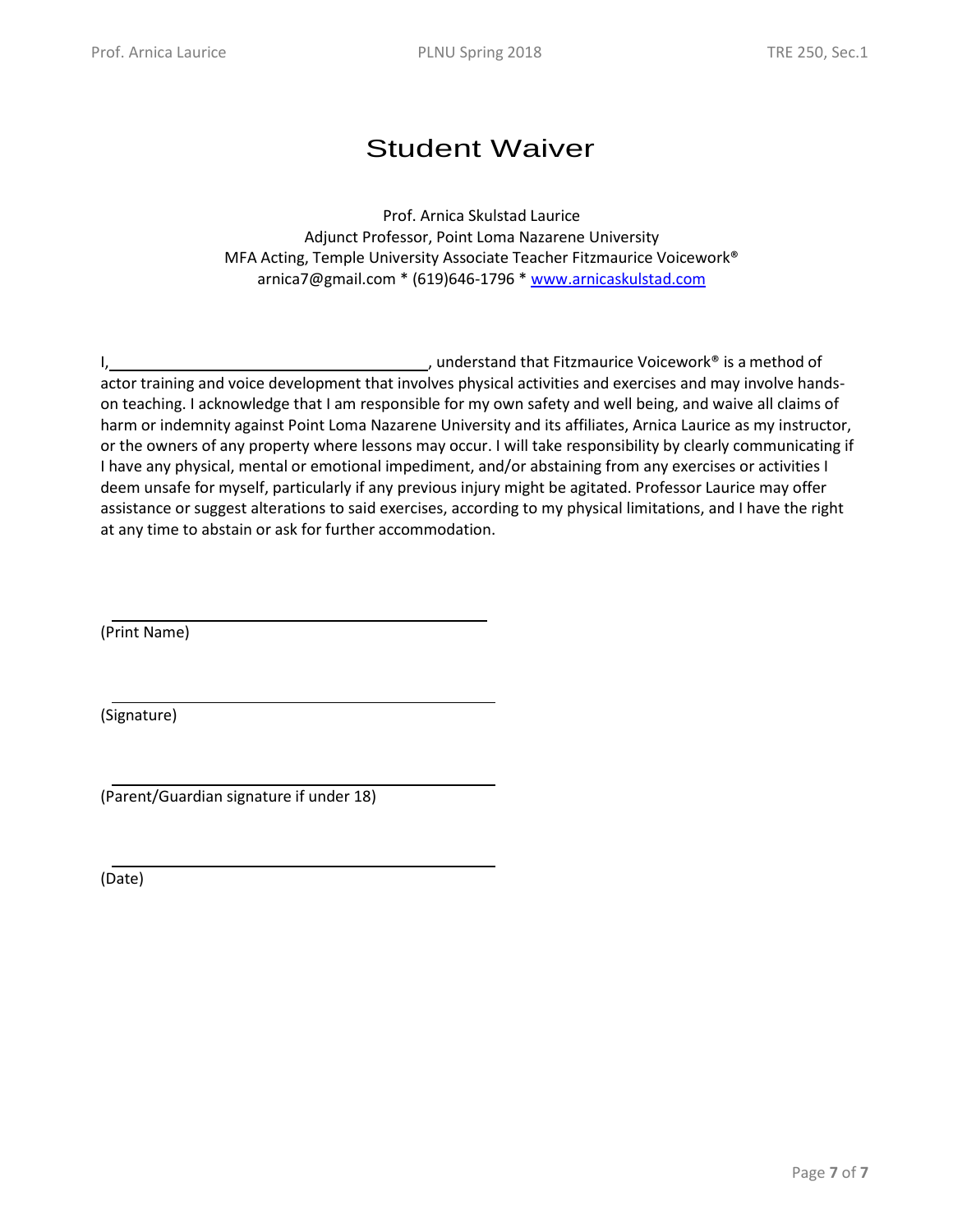# Student Waiver

Prof. Arnica Skulstad Laurice
Adjunct Professor, Point Loma Nazarene University
MFA Acting, Temple University Associate Teacher Fitzmaurice Voicework®
arnica7@gmail.com * (619)646-1796 * www.arnicaskulstad.com

I,\_\_\_\_\_\_\_\_\_\_\_\_\_\_\_\_\_\_\_\_\_\_\_\_\_\_\_\_\_\_\_\_\_\_\_\_\_\_, understand that Fitzmaurice Voicework® is a method of actor training and voice development that involves physical activities and exercises and may involve hands-on teaching. I acknowledge that I am responsible for my own safety and well being, and waive all claims of harm or indemnity against Point Loma Nazarene University and its affiliates, Arnica Laurice as my instructor, or the owners of any property where lessons may occur. I will take responsibility by clearly communicating if I have any physical, mental or emotional impediment, and/or abstaining from any exercises or activities I deem unsafe for myself, particularly if any previous injury might be agitated. Professor Laurice may offer assistance or suggest alterations to said exercises, according to my physical limitations, and I have the right at any time to abstain or ask for further accommodation.

\_\_\_\_\_\_\_\_\_\_\_\_\_\_\_\_\_\_\_\_\_\_\_\_\_\_\_\_\_\_\_\_\_\_\_\_\_\_\_\_\_\_\_\_\_\_\_\_
(Print Name)

\_\_\_\_\_\_\_\_\_\_\_\_\_\_\_\_\_\_\_\_\_\_\_\_\_\_\_\_\_\_\_\_\_\_\_\_\_\_\_\_\_\_\_\_\_\_\_\_
(Signature)

\_\_\_\_\_\_\_\_\_\_\_\_\_\_\_\_\_\_\_\_\_\_\_\_\_\_\_\_\_\_\_\_\_\_\_\_\_\_\_\_\_\_\_\_\_\_\_\_
(Parent/Guardian signature if under 18)

\_\_\_\_\_\_\_\_\_\_\_\_\_\_\_\_\_\_\_\_\_\_\_\_\_\_\_\_\_\_\_\_\_\_\_\_\_\_\_\_\_\_\_\_\_\_\_\_
(Date)